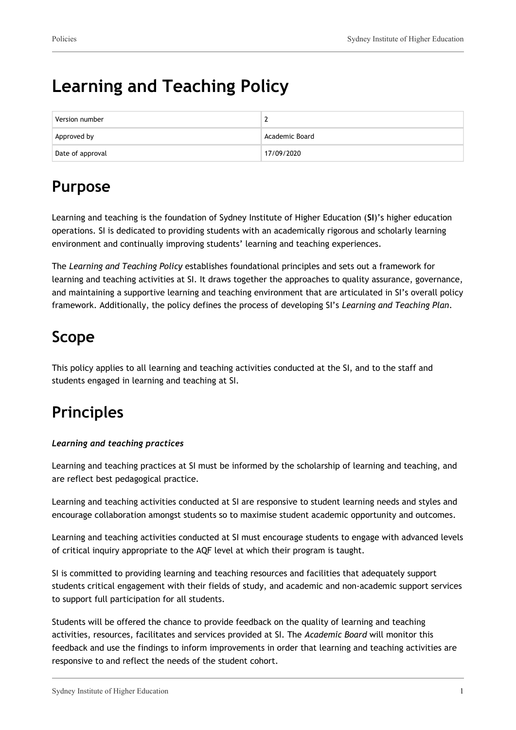# Learning and Teaching Policy

| Version number | 2 |
|---|---|
| Approved by | Academic Board |
| Date of approval | 17/09/2020 |

# Purpose

Learning and teaching is the foundation of Sydney Institute of Higher Education (**SI**)'s higher education operations. SI is dedicated to providing students with an academically rigorous and scholarly learning environment and continually improving students' learning and teaching experiences.

The *Learning and Teaching Policy* establishes foundational principles and sets out a framework for learning and teaching activities at SI. It draws together the approaches to quality assurance, governance, and maintaining a supportive learning and teaching environment that are articulated in SI's overall policy framework. Additionally, the policy defines the process of developing SI's *Learning and Teaching Plan*.

# Scope

This policy applies to all learning and teaching activities conducted at the SI, and to the staff and students engaged in learning and teaching at SI.

# Principles

***Learning and teaching practices***

Learning and teaching practices at SI must be informed by the scholarship of learning and teaching, and are reflect best pedagogical practice.

Learning and teaching activities conducted at SI are responsive to student learning needs and styles and encourage collaboration amongst students so to maximise student academic opportunity and outcomes.

Learning and teaching activities conducted at SI must encourage students to engage with advanced levels of critical inquiry appropriate to the AQF level at which their program is taught.

SI is committed to providing learning and teaching resources and facilities that adequately support students critical engagement with their fields of study, and academic and non-academic support services to support full participation for all students.

Students will be offered the chance to provide feedback on the quality of learning and teaching activities, resources, facilitates and services provided at SI. The *Academic Board* will monitor this feedback and use the findings to inform improvements in order that learning and teaching activities are responsive to and reflect the needs of the student cohort.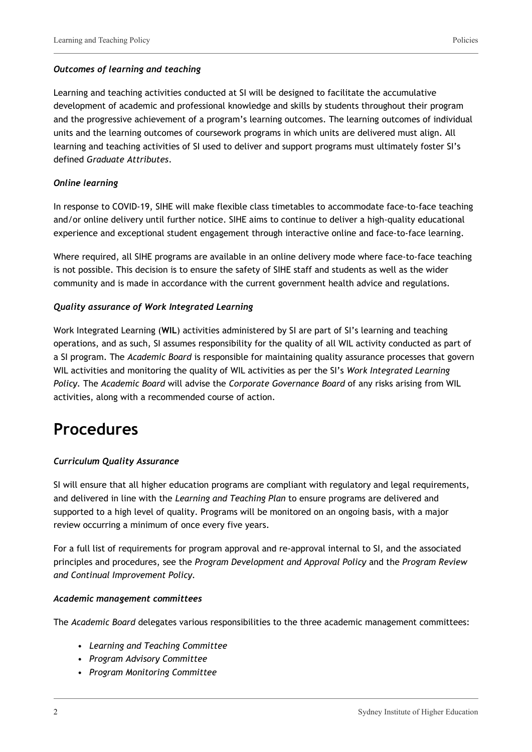***Outcomes of learning and teaching***

Learning and teaching activities conducted at SI will be designed to facilitate the accumulative development of academic and professional knowledge and skills by students throughout their program and the progressive achievement of a program's learning outcomes. The learning outcomes of individual units and the learning outcomes of coursework programs in which units are delivered must align. All learning and teaching activities of SI used to deliver and support programs must ultimately foster SI's defined *Graduate Attributes*.

***Online learning***

In response to COVID-19, SIHE will make flexible class timetables to accommodate face-to-face teaching and/or online delivery until further notice. SIHE aims to continue to deliver a high-quality educational experience and exceptional student engagement through interactive online and face-to-face learning.

Where required, all SIHE programs are available in an online delivery mode where face-to-face teaching is not possible. This decision is to ensure the safety of SIHE staff and students as well as the wider community and is made in accordance with the current government health advice and regulations.

***Quality assurance of Work Integrated Learning***

Work Integrated Learning (**WIL**) activities administered by SI are part of SI's learning and teaching operations, and as such, SI assumes responsibility for the quality of all WIL activity conducted as part of a SI program. The *Academic Board* is responsible for maintaining quality assurance processes that govern WIL activities and monitoring the quality of WIL activities as per the SI's *Work Integrated Learning Policy*. The *Academic Board* will advise the *Corporate Governance Board* of any risks arising from WIL activities, along with a recommended course of action.

# Procedures

***Curriculum Quality Assurance***

SI will ensure that all higher education programs are compliant with regulatory and legal requirements, and delivered in line with the *Learning and Teaching Plan* to ensure programs are delivered and supported to a high level of quality. Programs will be monitored on an ongoing basis, with a major review occurring a minimum of once every five years.

For a full list of requirements for program approval and re-approval internal to SI, and the associated principles and procedures, see the *Program Development and Approval Policy* and the *Program Review and Continual Improvement Policy*.

***Academic management committees***

The *Academic Board* delegates various responsibilities to the three academic management committees:

- *Learning and Teaching Committee*
- *Program Advisory Committee*
- *Program Monitoring Committee*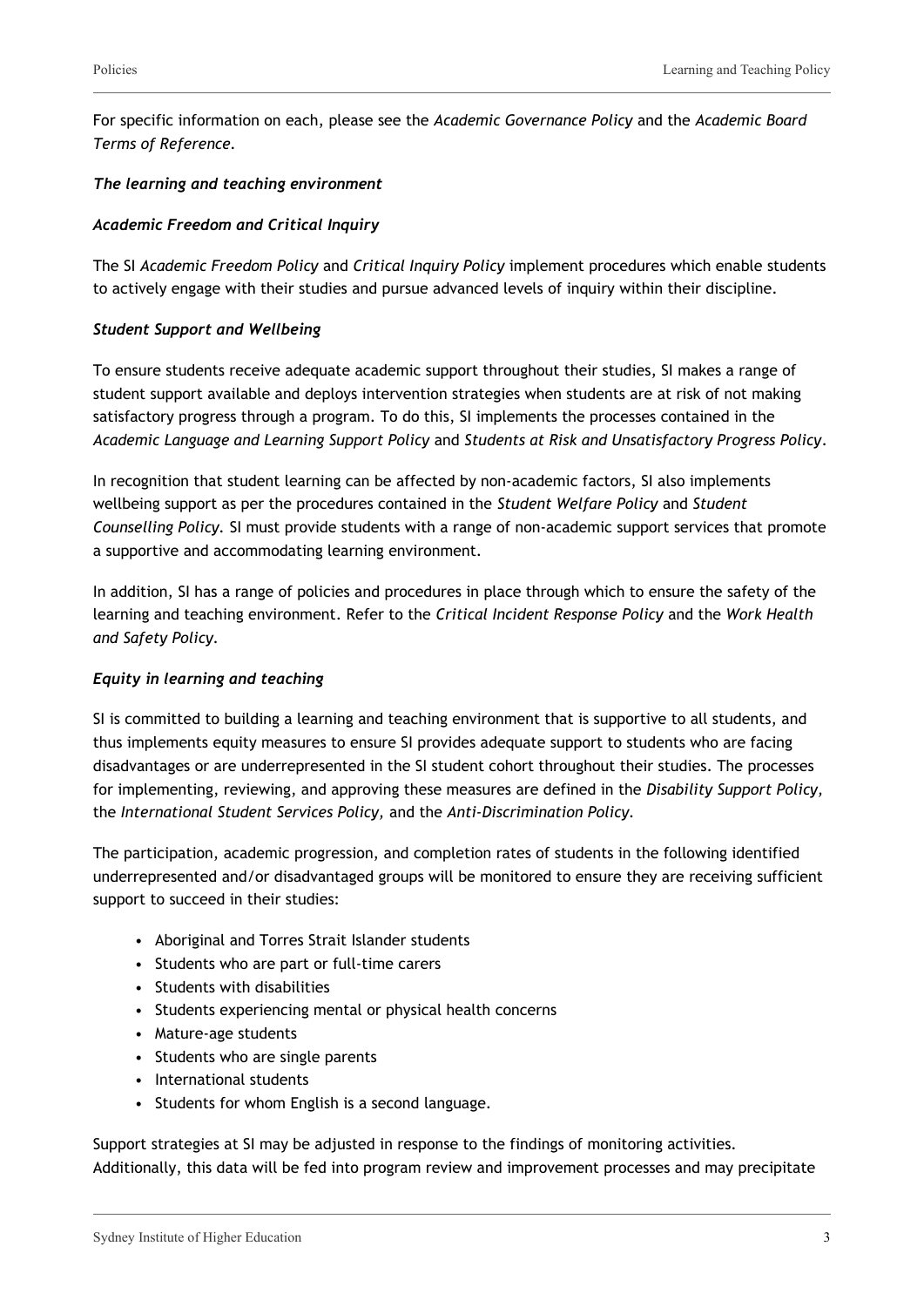For specific information on each, please see the *Academic Governance Policy* and the *Academic Board Terms of Reference*.

***The learning and teaching environment***

***Academic Freedom and Critical Inquiry***

The SI *Academic Freedom Policy* and *Critical Inquiry Policy* implement procedures which enable students to actively engage with their studies and pursue advanced levels of inquiry within their discipline.

***Student Support and Wellbeing***

To ensure students receive adequate academic support throughout their studies, SI makes a range of student support available and deploys intervention strategies when students are at risk of not making satisfactory progress through a program. To do this, SI implements the processes contained in the *Academic Language and Learning Support Policy* and *Students at Risk and Unsatisfactory Progress Policy*.

In recognition that student learning can be affected by non-academic factors, SI also implements wellbeing support as per the procedures contained in the *Student Welfare Policy* and *Student Counselling Policy*. SI must provide students with a range of non-academic support services that promote a supportive and accommodating learning environment.

In addition, SI has a range of policies and procedures in place through which to ensure the safety of the learning and teaching environment. Refer to the *Critical Incident Response Policy* and the *Work Health and Safety Policy*.

***Equity in learning and teaching***

SI is committed to building a learning and teaching environment that is supportive to all students, and thus implements equity measures to ensure SI provides adequate support to students who are facing disadvantages or are underrepresented in the SI student cohort throughout their studies. The processes for implementing, reviewing, and approving these measures are defined in the *Disability Support Policy,* the *International Student Services Policy,* and the *Anti-Discrimination Policy*.

The participation, academic progression, and completion rates of students in the following identified underrepresented and/or disadvantaged groups will be monitored to ensure they are receiving sufficient support to succeed in their studies:

- Aboriginal and Torres Strait Islander students
- Students who are part or full-time carers
- Students with disabilities
- Students experiencing mental or physical health concerns
- Mature-age students
- Students who are single parents
- International students
- Students for whom English is a second language.

Support strategies at SI may be adjusted in response to the findings of monitoring activities. Additionally, this data will be fed into program review and improvement processes and may precipitate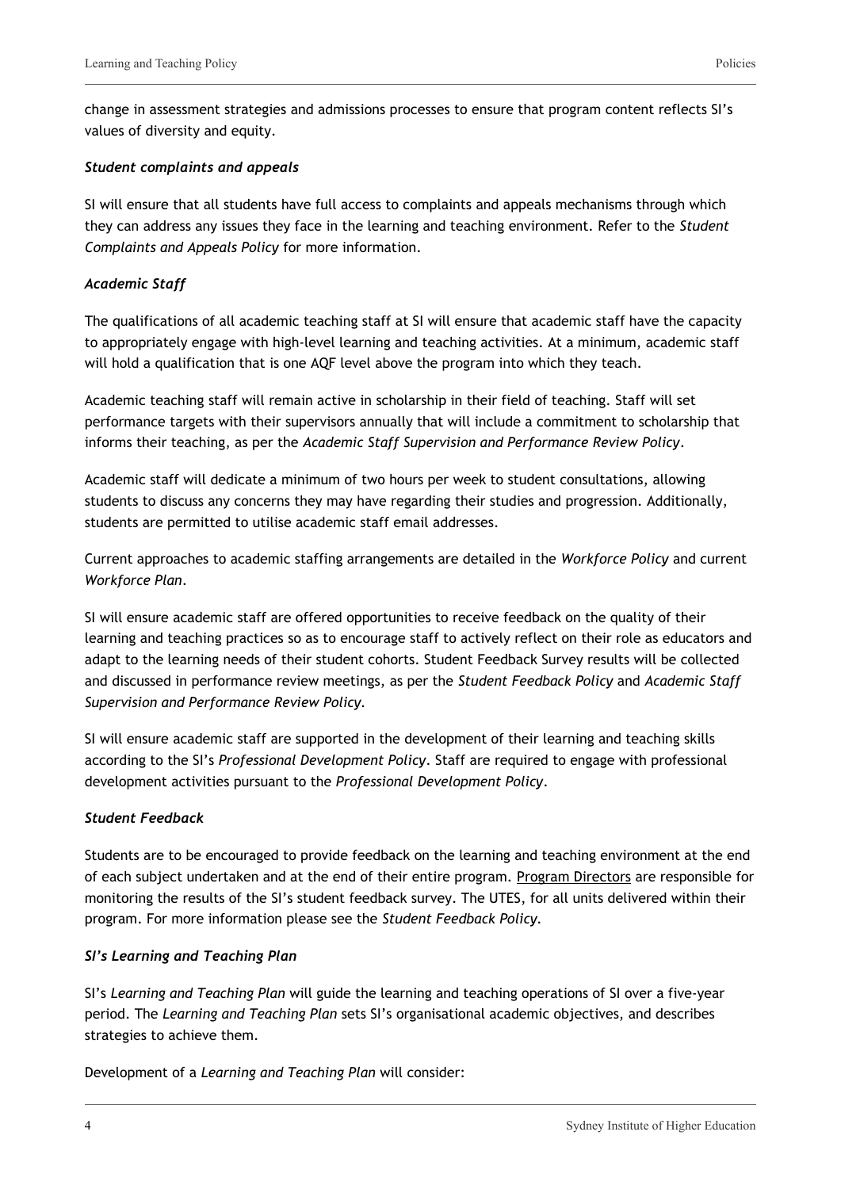change in assessment strategies and admissions processes to ensure that program content reflects SI's values of diversity and equity.

### *Student complaints and appeals*

SI will ensure that all students have full access to complaints and appeals mechanisms through which they can address any issues they face in the learning and teaching environment. Refer to the *Student Complaints and Appeals Policy* for more information.

### *Academic Staff*

The qualifications of all academic teaching staff at SI will ensure that academic staff have the capacity to appropriately engage with high-level learning and teaching activities. At a minimum, academic staff will hold a qualification that is one AQF level above the program into which they teach.

Academic teaching staff will remain active in scholarship in their field of teaching. Staff will set performance targets with their supervisors annually that will include a commitment to scholarship that informs their teaching, as per the *Academic Staff Supervision and Performance Review Policy*.

Academic staff will dedicate a minimum of two hours per week to student consultations, allowing students to discuss any concerns they may have regarding their studies and progression. Additionally, students are permitted to utilise academic staff email addresses.

Current approaches to academic staffing arrangements are detailed in the *Workforce Policy* and current *Workforce Plan*.

SI will ensure academic staff are offered opportunities to receive feedback on the quality of their learning and teaching practices so as to encourage staff to actively reflect on their role as educators and adapt to the learning needs of their student cohorts. Student Feedback Survey results will be collected and discussed in performance review meetings, as per the *Student Feedback Policy* and *Academic Staff Supervision and Performance Review Policy.*

SI will ensure academic staff are supported in the development of their learning and teaching skills according to the SI's *Professional Development Policy*. Staff are required to engage with professional development activities pursuant to the *Professional Development Policy*.

### *Student Feedback*

Students are to be encouraged to provide feedback on the learning and teaching environment at the end of each subject undertaken and at the end of their entire program. Program Directors are responsible for monitoring the results of the SI's student feedback survey. The UTES, for all units delivered within their program. For more information please see the *Student Feedback Policy.*

### *SI's Learning and Teaching Plan*

SI's *Learning and Teaching Plan* will guide the learning and teaching operations of SI over a five-year period. The *Learning and Teaching Plan* sets SI's organisational academic objectives, and describes strategies to achieve them.

Development of a *Learning and Teaching Plan* will consider: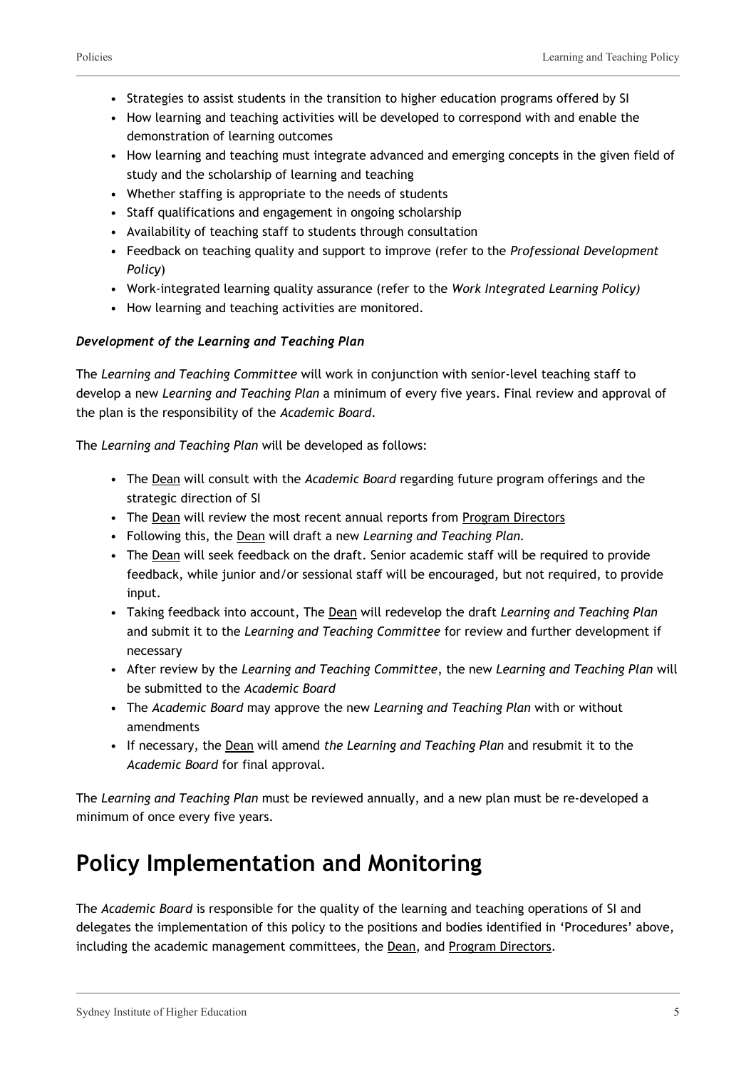- Strategies to assist students in the transition to higher education programs offered by SI
- How learning and teaching activities will be developed to correspond with and enable the demonstration of learning outcomes
- How learning and teaching must integrate advanced and emerging concepts in the given field of study and the scholarship of learning and teaching
- Whether staffing is appropriate to the needs of students
- Staff qualifications and engagement in ongoing scholarship
- Availability of teaching staff to students through consultation
- Feedback on teaching quality and support to improve (refer to the *Professional Development Policy*)
- Work-integrated learning quality assurance (refer to the *Work Integrated Learning Policy)*
- How learning and teaching activities are monitored.

***Development of the Learning and Teaching Plan***

The *Learning and Teaching Committee* will work in conjunction with senior-level teaching staff to develop a new *Learning and Teaching Plan* a minimum of every five years. Final review and approval of the plan is the responsibility of the *Academic Board*.

The *Learning and Teaching Plan* will be developed as follows:

- The Dean will consult with the *Academic Board* regarding future program offerings and the strategic direction of SI
- The Dean will review the most recent annual reports from Program Directors
- Following this, the Dean will draft a new *Learning and Teaching Plan.*
- The Dean will seek feedback on the draft. Senior academic staff will be required to provide feedback, while junior and/or sessional staff will be encouraged, but not required, to provide input.
- Taking feedback into account, The Dean will redevelop the draft *Learning and Teaching Plan* and submit it to the *Learning and Teaching Committee* for review and further development if necessary
- After review by the *Learning and Teaching Committee*, the new *Learning and Teaching Plan* will be submitted to the *Academic Board*
- The *Academic Board* may approve the new *Learning and Teaching Plan* with or without amendments
- If necessary, the Dean will amend *the Learning and Teaching Plan* and resubmit it to the *Academic Board* for final approval.

The *Learning and Teaching Plan* must be reviewed annually, and a new plan must be re-developed a minimum of once every five years.

# Policy Implementation and Monitoring

The *Academic Board* is responsible for the quality of the learning and teaching operations of SI and delegates the implementation of this policy to the positions and bodies identified in 'Procedures' above, including the academic management committees, the Dean, and Program Directors.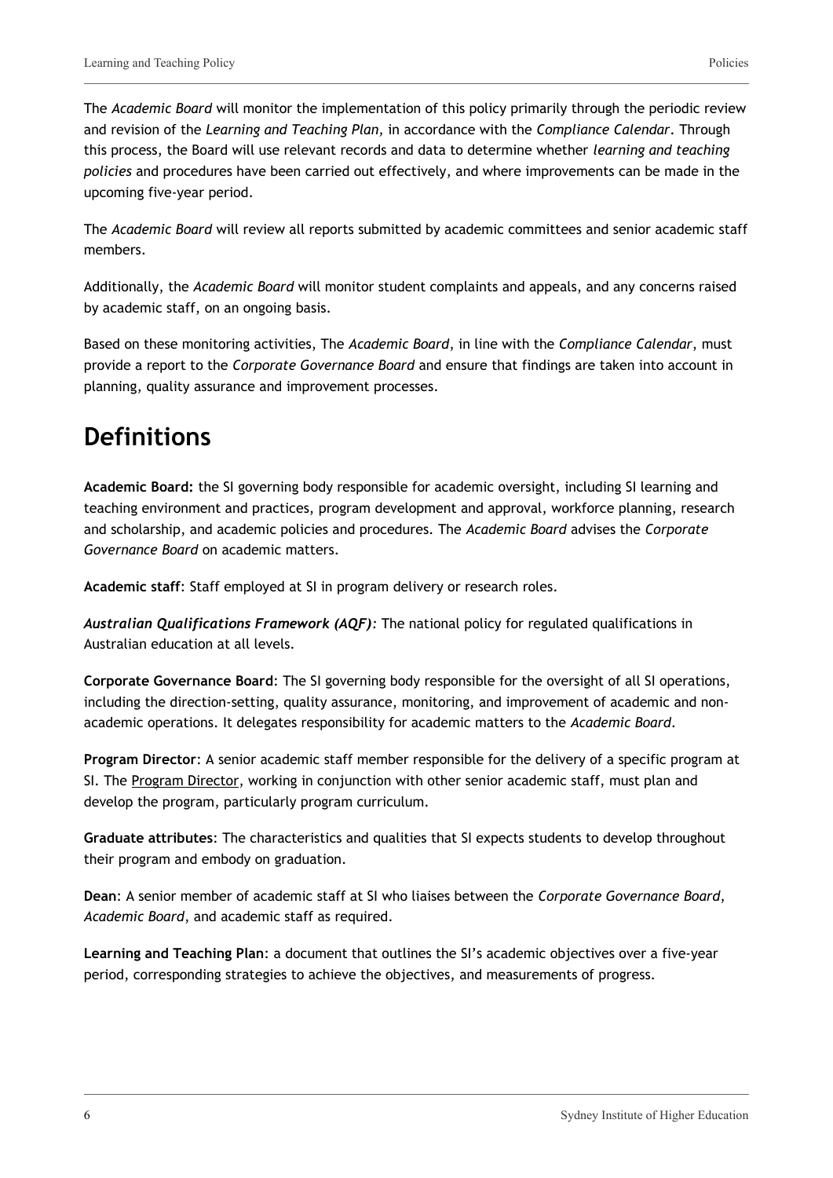The *Academic Board* will monitor the implementation of this policy primarily through the periodic review and revision of the *Learning and Teaching Plan,* in accordance with the *Compliance Calendar*. Through this process, the Board will use relevant records and data to determine whether *learning and teaching policies* and procedures have been carried out effectively, and where improvements can be made in the upcoming five-year period.

The *Academic Board* will review all reports submitted by academic committees and senior academic staff members.

Additionally, the *Academic Board* will monitor student complaints and appeals, and any concerns raised by academic staff, on an ongoing basis.

Based on these monitoring activities, The *Academic Board*, in line with the *Compliance Calendar*, must provide a report to the *Corporate Governance Board* and ensure that findings are taken into account in planning, quality assurance and improvement processes.

# Definitions

**Academic Board:** the SI governing body responsible for academic oversight, including SI learning and teaching environment and practices, program development and approval, workforce planning, research and scholarship, and academic policies and procedures. The *Academic Board* advises the *Corporate Governance Board* on academic matters.

**Academic staff**: Staff employed at SI in program delivery or research roles.

***Australian Qualifications Framework (AQF)****:* The national policy for regulated qualifications in Australian education at all levels.

**Corporate Governance Board**: The SI governing body responsible for the oversight of all SI operations, including the direction-setting, quality assurance, monitoring, and improvement of academic and non-academic operations. It delegates responsibility for academic matters to the *Academic Board*.

**Program Director**: A senior academic staff member responsible for the delivery of a specific program at SI. The Program Director, working in conjunction with other senior academic staff, must plan and develop the program, particularly program curriculum.

**Graduate attributes**: The characteristics and qualities that SI expects students to develop throughout their program and embody on graduation.

**Dean**: A senior member of academic staff at SI who liaises between the *Corporate Governance Board*, *Academic Board*, and academic staff as required.

**Learning and Teaching Plan**: a document that outlines the SI's academic objectives over a five-year period, corresponding strategies to achieve the objectives, and measurements of progress.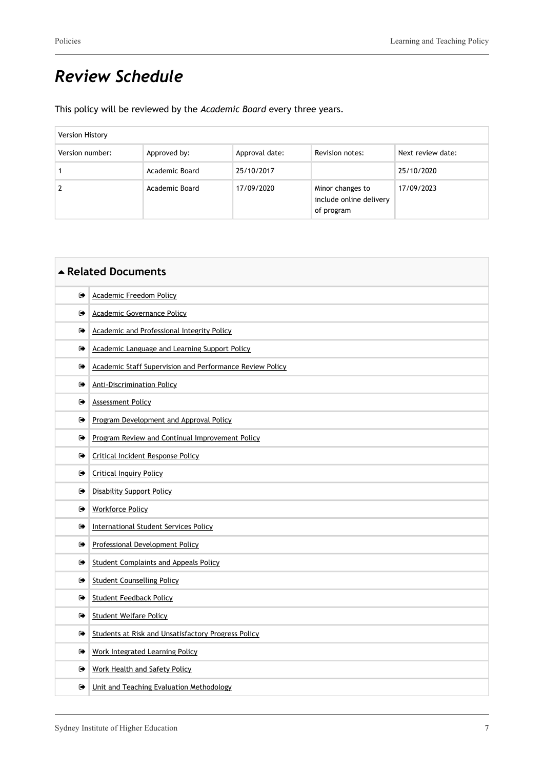## *Review Schedule*

This policy will be reviewed by the *Academic Board* every three years.

| Version History | | | | |
|---|---|---|---|---|
| Version number: | Approved by: | Approval date: | Revision notes: | Next review date: |
| 1 | Academic Board | 25/10/2017 | | 25/10/2020 |
| 2 | Academic Board | 17/09/2020 | Minor changes to include online delivery of program | 17/09/2023 |

### Related Documents

- Academic Freedom Policy
- Academic Governance Policy
- Academic and Professional Integrity Policy
- Academic Language and Learning Support Policy
- Academic Staff Supervision and Performance Review Policy
- Anti-Discrimination Policy
- Assessment Policy
- Program Development and Approval Policy
- Program Review and Continual Improvement Policy
- Critical Incident Response Policy
- Critical Inquiry Policy
- Disability Support Policy
- Workforce Policy
- International Student Services Policy
- Professional Development Policy
- Student Complaints and Appeals Policy
- Student Counselling Policy
- Student Feedback Policy
- Student Welfare Policy
- Students at Risk and Unsatisfactory Progress Policy
- Work Integrated Learning Policy
- Work Health and Safety Policy
- Unit and Teaching Evaluation Methodology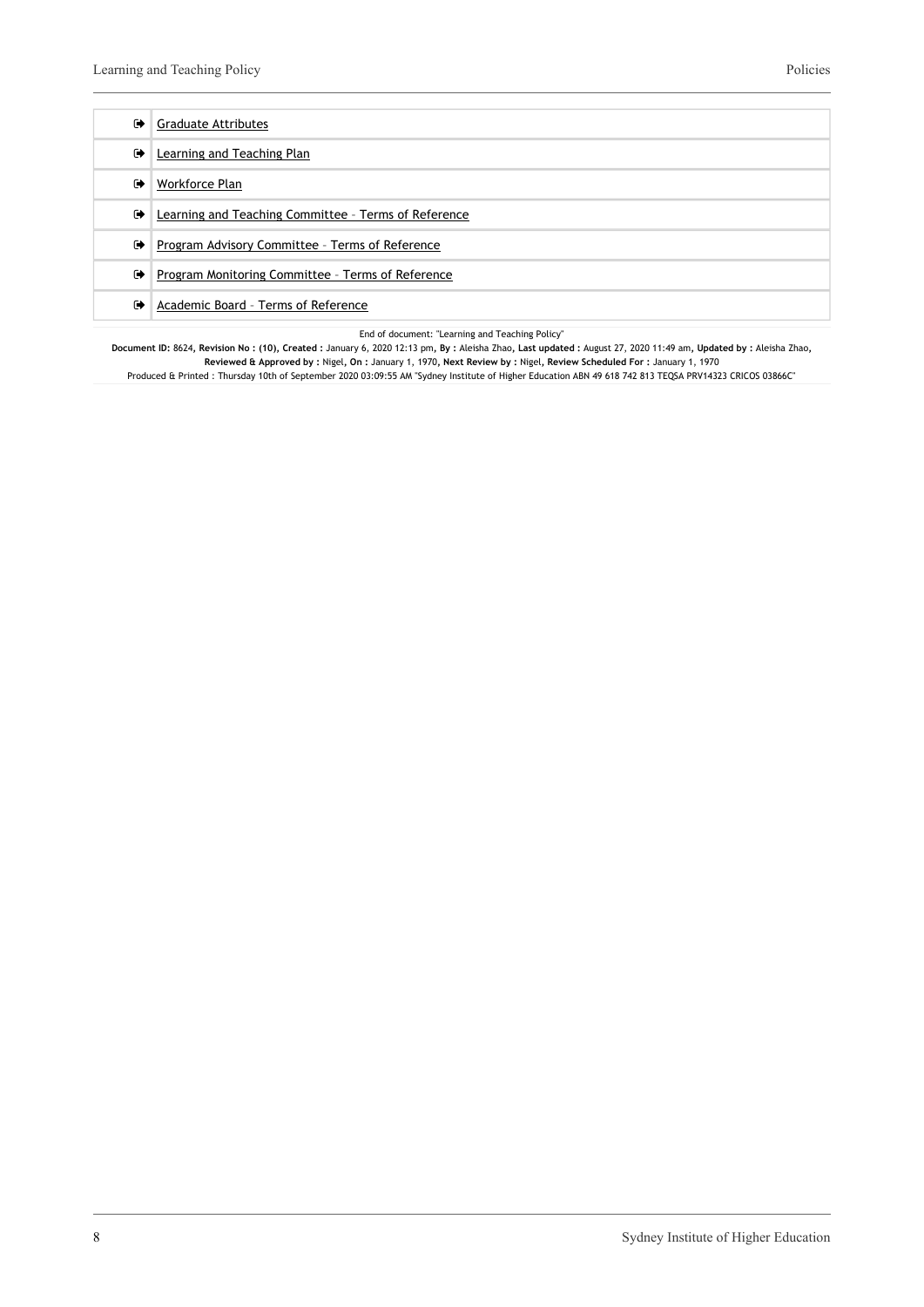| | |
|---|---|
| ➡ | Graduate Attributes |
| ➡ | Learning and Teaching Plan |
| ➡ | Workforce Plan |
| ➡ | Learning and Teaching Committee – Terms of Reference |
| ➡ | Program Advisory Committee – Terms of Reference |
| ➡ | Program Monitoring Committee – Terms of Reference |
| ➡ | Academic Board – Terms of Reference |

End of document: "Learning and Teaching Policy"

**Document ID:** 8624, **Revision No : (10)**, **Created :** January 6, 2020 12:13 pm, **By :** Aleisha Zhao, **Last updated :** August 27, 2020 11:49 am, **Updated by :** Aleisha Zhao, **Reviewed & Approved by :** Nigel, **On :** January 1, 1970, **Next Review by :** Nigel, **Review Scheduled For :** January 1, 1970

Produced & Printed : Thursday 10th of September 2020 03:09:55 AM "Sydney Institute of Higher Education ABN 49 618 742 813 TEQSA PRV14323 CRICOS 03866C"